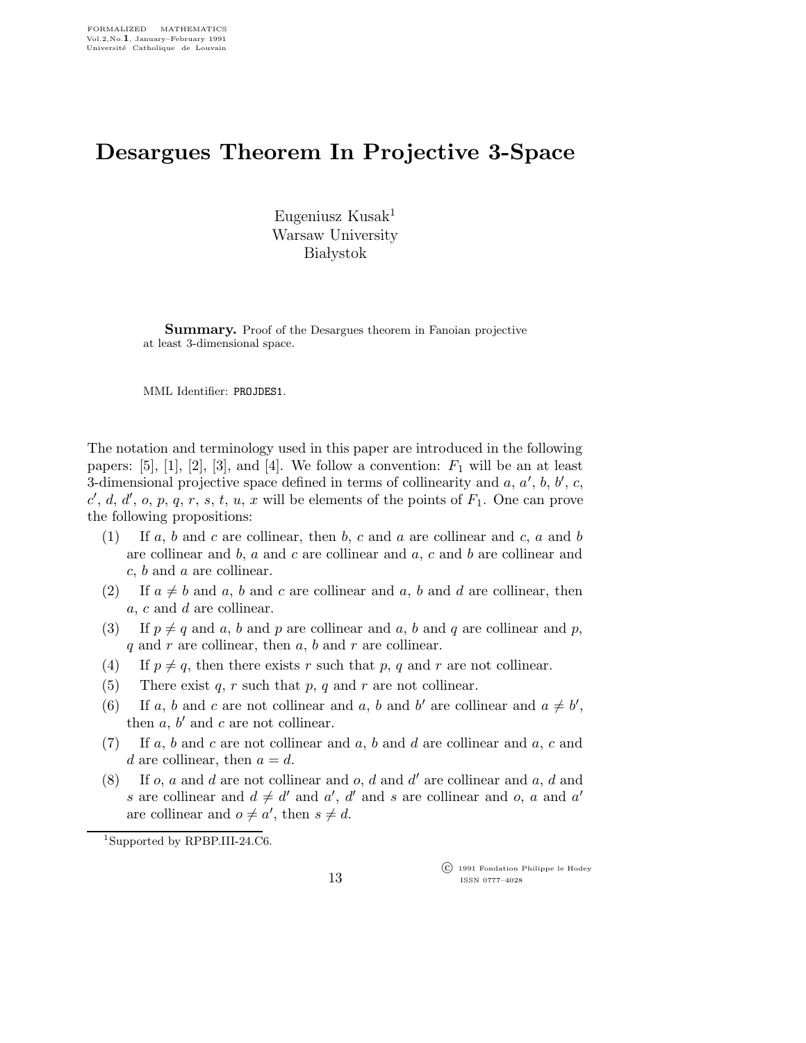# Desargues Theorem In Projective 3-Space

Eugeniusz Kusak[1]
Warsaw University
Białystok

**Summary.** Proof of the Desargues theorem in Fanoian projective at least 3-dimensional space.

MML Identifier: PROJDES1.

The notation and terminology used in this paper are introduced in the following papers: [5], [1], [2], [3], and [4]. We follow a convention: $F_1$ will be an at least 3-dimensional projective space defined in terms of collinearity and $a$, $a'$, $b$, $b'$, $c$, $c'$, $d$, $d'$, $o$, $p$, $q$, $r$, $s$, $t$, $u$, $x$ will be elements of the points of $F_1$. One can prove the following propositions:

(1) If $a$, $b$ and $c$ are collinear, then $b$, $c$ and $a$ are collinear and $c$, $a$ and $b$ are collinear and $b$, $a$ and $c$ are collinear and $a$, $c$ and $b$ are collinear and $c$, $b$ and $a$ are collinear.

(2) If $a \neq b$ and $a$, $b$ and $c$ are collinear and $a$, $b$ and $d$ are collinear, then $a$, $c$ and $d$ are collinear.

(3) If $p \neq q$ and $a$, $b$ and $p$ are collinear and $a$, $b$ and $q$ are collinear and $p$, $q$ and $r$ are collinear, then $a$, $b$ and $r$ are collinear.

(4) If $p \neq q$, then there exists $r$ such that $p$, $q$ and $r$ are not collinear.

(5) There exist $q$, $r$ such that $p$, $q$ and $r$ are not collinear.

(6) If $a$, $b$ and $c$ are not collinear and $a$, $b$ and $b'$ are collinear and $a \neq b'$, then $a$, $b'$ and $c$ are not collinear.

(7) If $a$, $b$ and $c$ are not collinear and $a$, $b$ and $d$ are collinear and $a$, $c$ and $d$ are collinear, then $a = d$.

(8) If $o$, $a$ and $d$ are not collinear and $o$, $d$ and $d'$ are collinear and $a$, $d$ and $s$ are collinear and $d \neq d'$ and $a'$, $d'$ and $s$ are collinear and $o$, $a$ and $a'$ are collinear and $o \neq a'$, then $s \neq d$.

[1] Supported by RPBP.III-24.C6.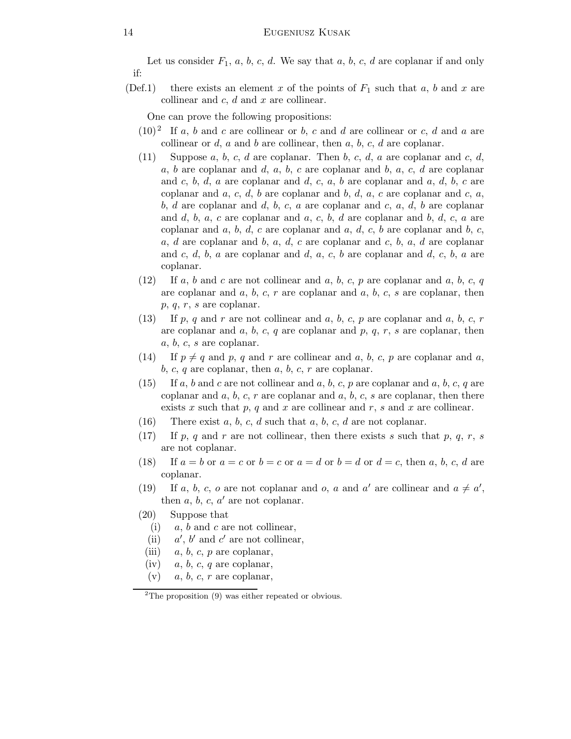Let us consider $F_1$, $a$, $b$, $c$, $d$. We say that $a$, $b$, $c$, $d$ are coplanar if and only if:

(Def.1) there exists an element $x$ of the points of $F_1$ such that $a$, $b$ and $x$ are collinear and $c$, $d$ and $x$ are collinear.

One can prove the following propositions:

(10)[2] If $a$, $b$ and $c$ are collinear or $b$, $c$ and $d$ are collinear or $c$, $d$ and $a$ are collinear or $d$, $a$ and $b$ are collinear, then $a$, $b$, $c$, $d$ are coplanar.

(11) Suppose $a$, $b$, $c$, $d$ are coplanar. Then $b$, $c$, $d$, $a$ are coplanar and $c$, $d$, $a$, $b$ are coplanar and $d$, $a$, $b$, $c$ are coplanar and $b$, $a$, $c$, $d$ are coplanar and $c$, $b$, $d$, $a$ are coplanar and $d$, $c$, $a$, $b$ are coplanar and $a$, $d$, $b$, $c$ are coplanar and $a$, $c$, $d$, $b$ are coplanar and $b$, $d$, $a$, $c$ are coplanar and $c$, $a$, $b$, $d$ are coplanar and $d$, $b$, $c$, $a$ are coplanar and $c$, $a$, $d$, $b$ are coplanar and $d$, $b$, $a$, $c$ are coplanar and $a$, $c$, $b$, $d$ are coplanar and $b$, $d$, $c$, $a$ are coplanar and $a$, $b$, $d$, $c$ are coplanar and $a$, $d$, $c$, $b$ are coplanar and $b$, $c$, $a$, $d$ are coplanar and $b$, $a$, $d$, $c$ are coplanar and $c$, $b$, $a$, $d$ are coplanar and $c$, $d$, $b$, $a$ are coplanar and $d$, $a$, $c$, $b$ are coplanar and $d$, $c$, $b$, $a$ are coplanar.

(12) If $a$, $b$ and $c$ are not collinear and $a$, $b$, $c$, $p$ are coplanar and $a$, $b$, $c$, $q$ are coplanar and $a$, $b$, $c$, $r$ are coplanar and $a$, $b$, $c$, $s$ are coplanar, then $p$, $q$, $r$, $s$ are coplanar.

(13) If $p$, $q$ and $r$ are not collinear and $a$, $b$, $c$, $p$ are coplanar and $a$, $b$, $c$, $r$ are coplanar and $a$, $b$, $c$, $q$ are coplanar and $p$, $q$, $r$, $s$ are coplanar, then $a$, $b$, $c$, $s$ are coplanar.

(14) If $p \neq q$ and $p$, $q$ and $r$ are collinear and $a$, $b$, $c$, $p$ are coplanar and $a$, $b$, $c$, $q$ are coplanar, then $a$, $b$, $c$, $r$ are coplanar.

(15) If $a$, $b$ and $c$ are not collinear and $a$, $b$, $c$, $p$ are coplanar and $a$, $b$, $c$, $q$ are coplanar and $a$, $b$, $c$, $r$ are coplanar and $a$, $b$, $c$, $s$ are coplanar, then there exists $x$ such that $p$, $q$ and $x$ are collinear and $r$, $s$ and $x$ are collinear.

(16) There exist $a$, $b$, $c$, $d$ such that $a$, $b$, $c$, $d$ are not coplanar.

(17) If $p$, $q$ and $r$ are not collinear, then there exists $s$ such that $p$, $q$, $r$, $s$ are not coplanar.

(18) If $a = b$ or $a = c$ or $b = c$ or $a = d$ or $b = d$ or $d = c$, then $a$, $b$, $c$, $d$ are coplanar.

(19) If $a$, $b$, $c$, $o$ are not coplanar and $o$, $a$ and $a'$ are collinear and $a \neq a'$, then $a$, $b$, $c$, $a'$ are not coplanar.

(20) Suppose that

- (i) $a$, $b$ and $c$ are not collinear,
- (ii) $a'$, $b'$ and $c'$ are not collinear,
- (iii) $a$, $b$, $c$, $p$ are coplanar,
- (iv) $a$, $b$, $c$, $q$ are coplanar,
- (v) $a$, $b$, $c$, $r$ are coplanar,

[2]The proposition (9) was either repeated or obvious.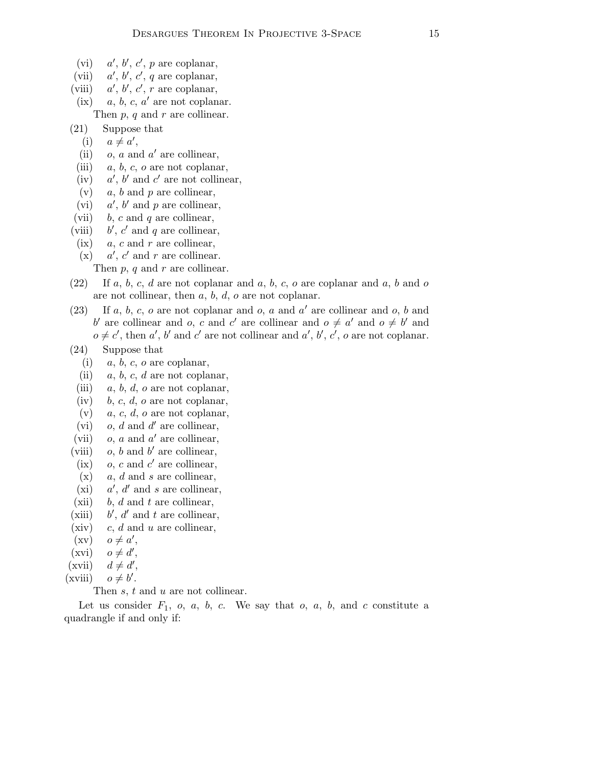(vi) $a'$, $b'$, $c'$, $p$ are coplanar,

(vii) $a'$, $b'$, $c'$, $q$ are coplanar,

(viii) $a'$, $b'$, $c'$, $r$ are coplanar,

(ix) $a$, $b$, $c$, $a'$ are not coplanar.

Then $p$, $q$ and $r$ are collinear.

(21) Suppose that

(i) $a \neq a'$,

(ii) $o$, $a$ and $a'$ are collinear,

(iii) $a$, $b$, $c$, $o$ are not coplanar,

(iv) $a'$, $b'$ and $c'$ are not collinear,

(v) $a$, $b$ and $p$ are collinear,

(vi) $a'$, $b'$ and $p$ are collinear,

(vii) $b$, $c$ and $q$ are collinear,

(viii) $b'$, $c'$ and $q$ are collinear,

(ix) $a$, $c$ and $r$ are collinear,

(x) $a'$, $c'$ and $r$ are collinear.

Then $p$, $q$ and $r$ are collinear.

(22) If $a$, $b$, $c$, $d$ are not coplanar and $a$, $b$, $c$, $o$ are coplanar and $a$, $b$ and $o$ are not collinear, then $a$, $b$, $d$, $o$ are not coplanar.

(23) If $a$, $b$, $c$, $o$ are not coplanar and $o$, $a$ and $a'$ are collinear and $o$, $b$ and $b'$ are collinear and $o$, $c$ and $c'$ are collinear and $o \neq a'$ and $o \neq b'$ and $o \neq c'$, then $a'$, $b'$ and $c'$ are not collinear and $a'$, $b'$, $c'$, $o$ are not coplanar.

(24) Suppose that

(i) $a$, $b$, $c$, $o$ are coplanar,

(ii) $a$, $b$, $c$, $d$ are not coplanar,

(iii) $a$, $b$, $d$, $o$ are not coplanar,

(iv) $b$, $c$, $d$, $o$ are not coplanar,

(v) $a$, $c$, $d$, $o$ are not coplanar,

(vi) $o$, $d$ and $d'$ are collinear,

(vii) $o$, $a$ and $a'$ are collinear,

(viii) $o$, $b$ and $b'$ are collinear,

(ix) $o$, $c$ and $c'$ are collinear,

(x) $a$, $d$ and $s$ are collinear,

(xi) $a'$, $d'$ and $s$ are collinear,

(xii) $b$, $d$ and $t$ are collinear,

(xiii) $b'$, $d'$ and $t$ are collinear,

(xiv) $c$, $d$ and $u$ are collinear,

(xv) $o \neq a'$,

(xvi) $o \neq d'$,

(xvii) $d \neq d'$,

(xviii) $o \neq b'$.

Then $s$, $t$ and $u$ are not collinear.

Let us consider $F_1$, $o$, $a$, $b$, $c$. We say that $o$, $a$, $b$, and $c$ constitute a quadrangle if and only if: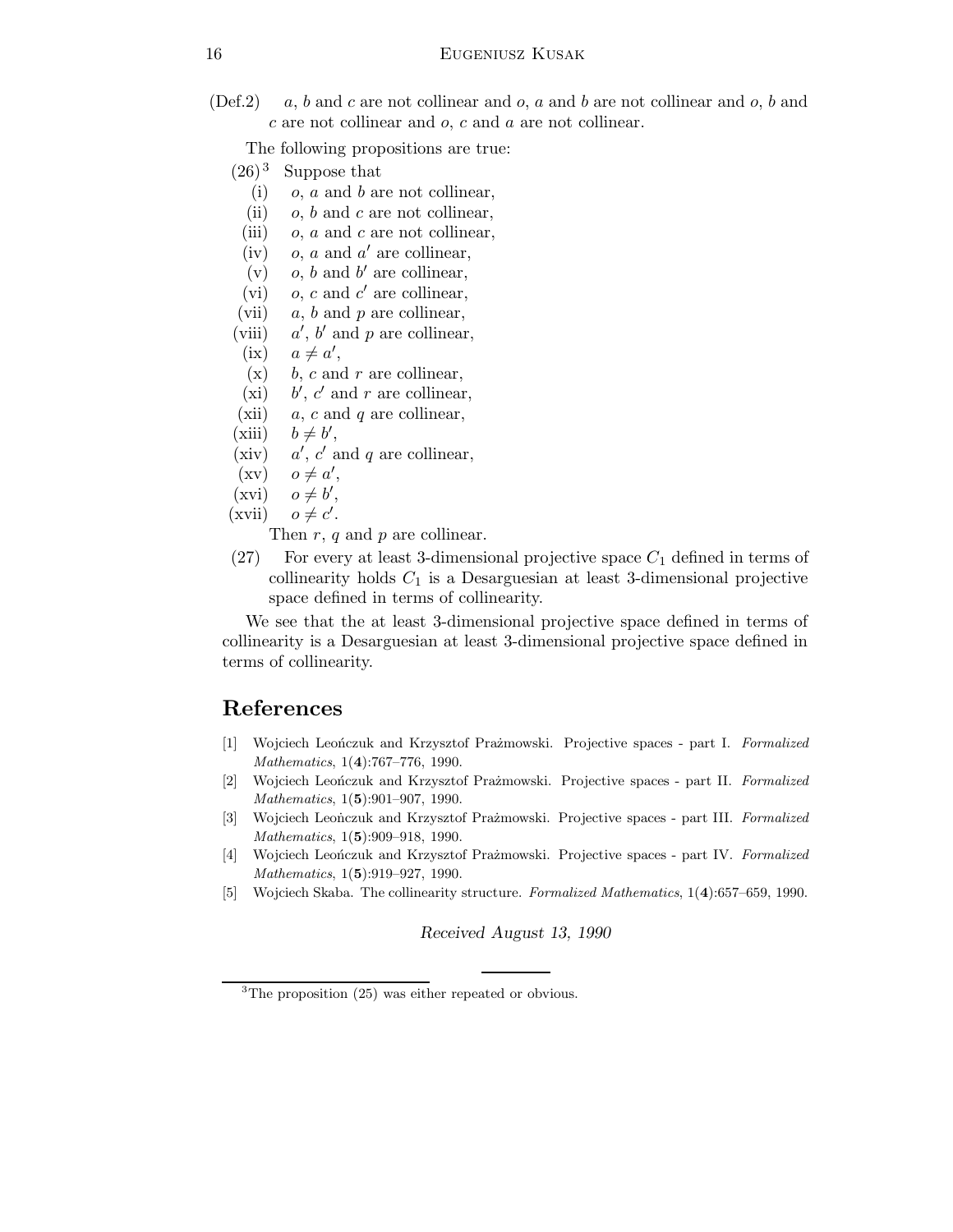(Def.2) $a$, $b$ and $c$ are not collinear and $o$, $a$ and $b$ are not collinear and $o$, $b$ and $c$ are not collinear and $o$, $c$ and $a$ are not collinear.

The following propositions are true:

(26)[3] Suppose that

- (i) $o$, $a$ and $b$ are not collinear,
- (ii) $o$, $b$ and $c$ are not collinear,
- (iii) $o$, $a$ and $c$ are not collinear,
- (iv) $o$, $a$ and $a'$ are collinear,
- (v) $o$, $b$ and $b'$ are collinear,
- (vi) $o$, $c$ and $c'$ are collinear,
- (vii) $a$, $b$ and $p$ are collinear,
- (viii) $a'$, $b'$ and $p$ are collinear,
- (ix) $a \neq a'$,
- (x) $b$, $c$ and $r$ are collinear,
- (xi) $b'$, $c'$ and $r$ are collinear,
- (xii) $a$, $c$ and $q$ are collinear,
- (xiii) $b \neq b'$,
- (xiv) $a'$, $c'$ and $q$ are collinear,
- (xv) $o \neq a'$,
- (xvi) $o \neq b'$,
- (xvii) $o \neq c'$.

Then $r$, $q$ and $p$ are collinear.

(27) For every at least 3-dimensional projective space $C_1$ defined in terms of collinearity holds $C_1$ is a Desarguesian at least 3-dimensional projective space defined in terms of collinearity.

We see that the at least 3-dimensional projective space defined in terms of collinearity is a Desarguesian at least 3-dimensional projective space defined in terms of collinearity.

## References

[1] Wojciech Leończuk and Krzysztof Prażmowski. Projective spaces - part I. *Formalized Mathematics*, 1(**4**):767–776, 1990.

[2] Wojciech Leończuk and Krzysztof Prażmowski. Projective spaces - part II. *Formalized Mathematics*, 1(**5**):901–907, 1990.

[3] Wojciech Leończuk and Krzysztof Prażmowski. Projective spaces - part III. *Formalized Mathematics*, 1(**5**):909–918, 1990.

[4] Wojciech Leończuk and Krzysztof Prażmowski. Projective spaces - part IV. *Formalized Mathematics*, 1(**5**):919–927, 1990.

[5] Wojciech Skaba. The collinearity structure. *Formalized Mathematics*, 1(**4**):657–659, 1990.

*Received August 13, 1990*

[3] The proposition (25) was either repeated or obvious.